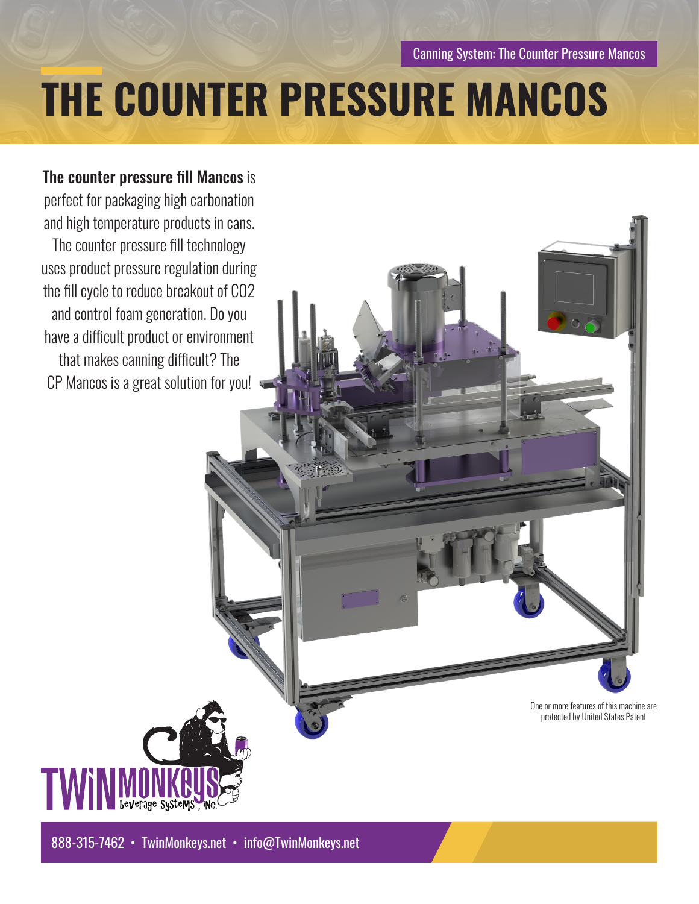Canning System: The Counter Pressure Mancos

# THE COUNTER PRESSURE MANCOS

**The counter pressure fill Mancos** is perfect for packaging high carbonation and high temperature products in cans. The counter pressure fill technology uses product pressure regulation during the fill cycle to reduce breakout of CO2 and control foam generation. Do you have a difficult product or environment that makes canning difficult? The CP Mancos is a great solution for you!

One or more features of this machine are protected by United States Patent

TWINMONKEYS beverage systems, inc.

888-315-7462 • TwinMonkeys.net • info@TwinMonkeys.net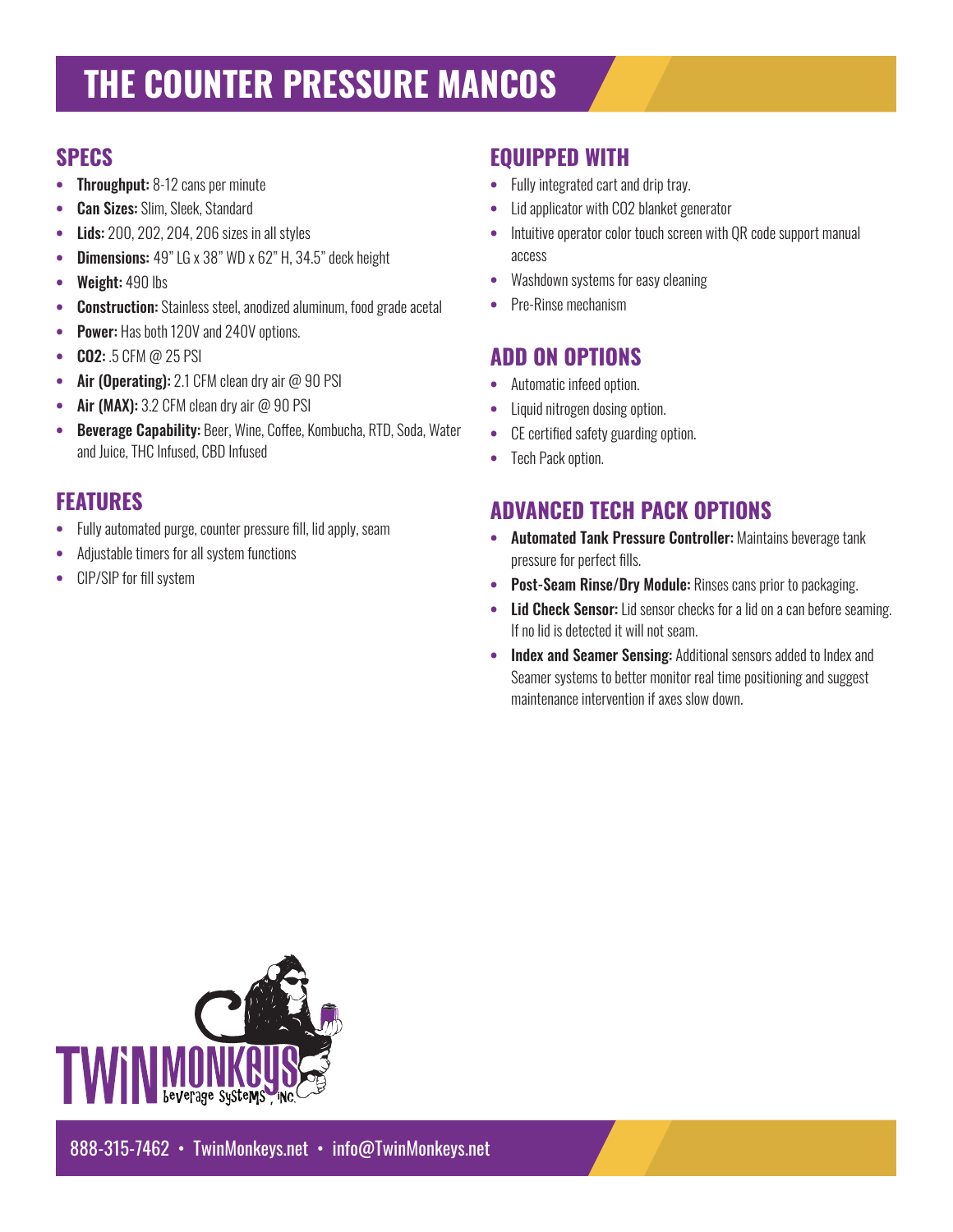# THE COUNTER PRESSURE MANCOS

## SPECS

- **Throughput:** 8-12 cans per minute
- **Can Sizes:** Slim, Sleek, Standard
- **Lids:** 200, 202, 204, 206 sizes in all styles
- **Dimensions:** 49" LG x 38" WD x 62" H, 34.5" deck height
- **Weight:** 490 lbs
- **Construction:** Stainless steel, anodized aluminum, food grade acetal
- **Power:** Has both 120V and 240V options.
- **CO2:** .5 CFM @ 25 PSI
- **Air (Operating):** 2.1 CFM clean dry air @ 90 PSI
- **Air (MAX):** 3.2 CFM clean dry air @ 90 PSI
- **Beverage Capability:** Beer, Wine, Coffee, Kombucha, RTD, Soda, Water and Juice, THC Infused, CBD Infused

## FEATURES

- Fully automated purge, counter pressure fill, lid apply, seam
- Adjustable timers for all system functions
- CIP/SIP for fill system

## EQUIPPED WITH

- Fully integrated cart and drip tray.
- Lid applicator with CO2 blanket generator
- Intuitive operator color touch screen with QR code support manual access
- Washdown systems for easy cleaning
- Pre-Rinse mechanism

## ADD ON OPTIONS

- Automatic infeed option.
- Liquid nitrogen dosing option.
- CE certified safety guarding option.
- Tech Pack option.

## ADVANCED TECH PACK OPTIONS

- **Automated Tank Pressure Controller:** Maintains beverage tank pressure for perfect fills.
- **Post-Seam Rinse/Dry Module:** Rinses cans prior to packaging.
- **Lid Check Sensor:** Lid sensor checks for a lid on a can before seaming. If no lid is detected it will not seam.
- **Index and Seamer Sensing:** Additional sensors added to Index and Seamer systems to better monitor real time positioning and suggest maintenance intervention if axes slow down.

TWINMONKEYS beverage systems, INC.

888-315-7462 • TwinMonkeys.net • info@TwinMonkeys.net